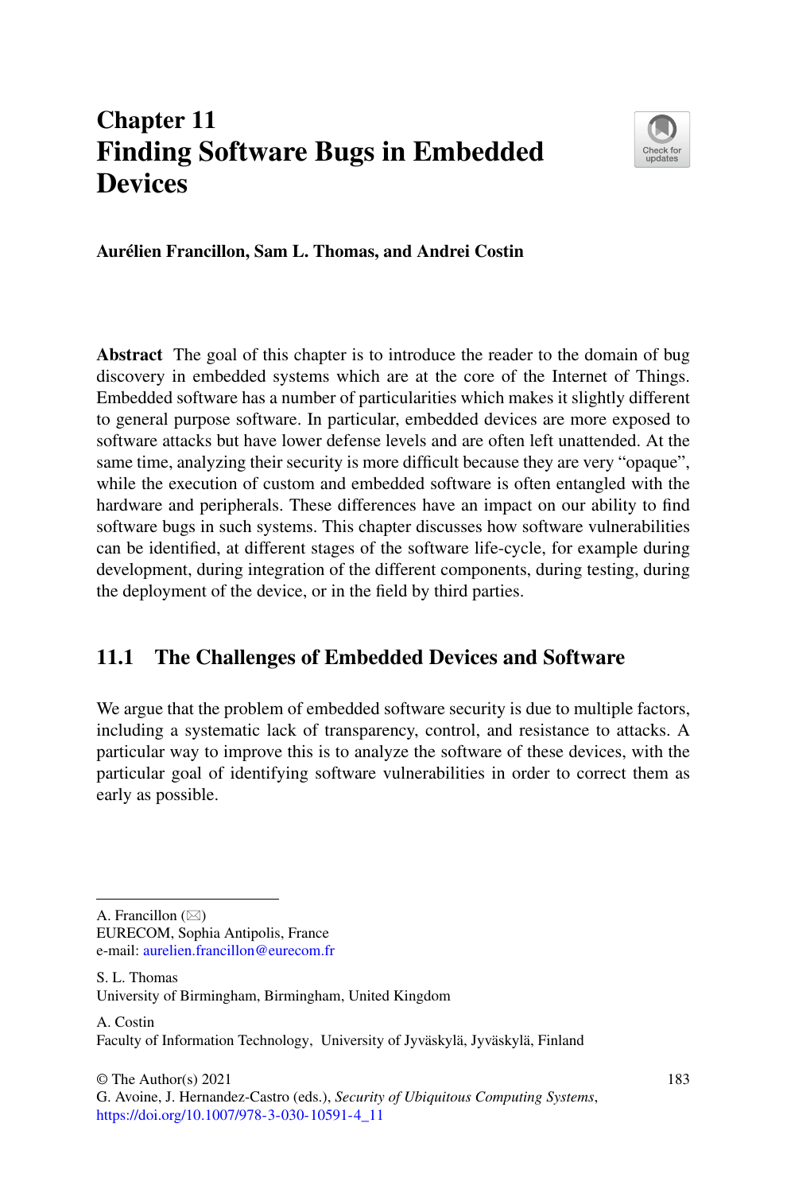# Chapter 11
# Finding Software Bugs in Embedded Devices

**Aurélien Francillon, Sam L. Thomas, and Andrei Costin**

**Abstract** The goal of this chapter is to introduce the reader to the domain of bug discovery in embedded systems which are at the core of the Internet of Things. Embedded software has a number of particularities which makes it slightly different to general purpose software. In particular, embedded devices are more exposed to software attacks but have lower defense levels and are often left unattended. At the same time, analyzing their security is more difficult because they are very "opaque", while the execution of custom and embedded software is often entangled with the hardware and peripherals. These differences have an impact on our ability to find software bugs in such systems. This chapter discusses how software vulnerabilities can be identified, at different stages of the software life-cycle, for example during development, during integration of the different components, during testing, during the deployment of the device, or in the field by third parties.

## 11.1 The Challenges of Embedded Devices and Software

We argue that the problem of embedded software security is due to multiple factors, including a systematic lack of transparency, control, and resistance to attacks. A particular way to improve this is to analyze the software of these devices, with the particular goal of identifying software vulnerabilities in order to correct them as early as possible.

---

A. Francillon (✉)
EURECOM, Sophia Antipolis, France
e-mail: aurelien.francillon@eurecom.fr

S. L. Thomas
University of Birmingham, Birmingham, United Kingdom

A. Costin
Faculty of Information Technology, University of Jyväskylä, Jyväskylä, Finland

© The Author(s) 2021
G. Avoine, J. Hernandez-Castro (eds.), *Security of Ubiquitous Computing Systems*,
https://doi.org/10.1007/978-3-030-10591-4_11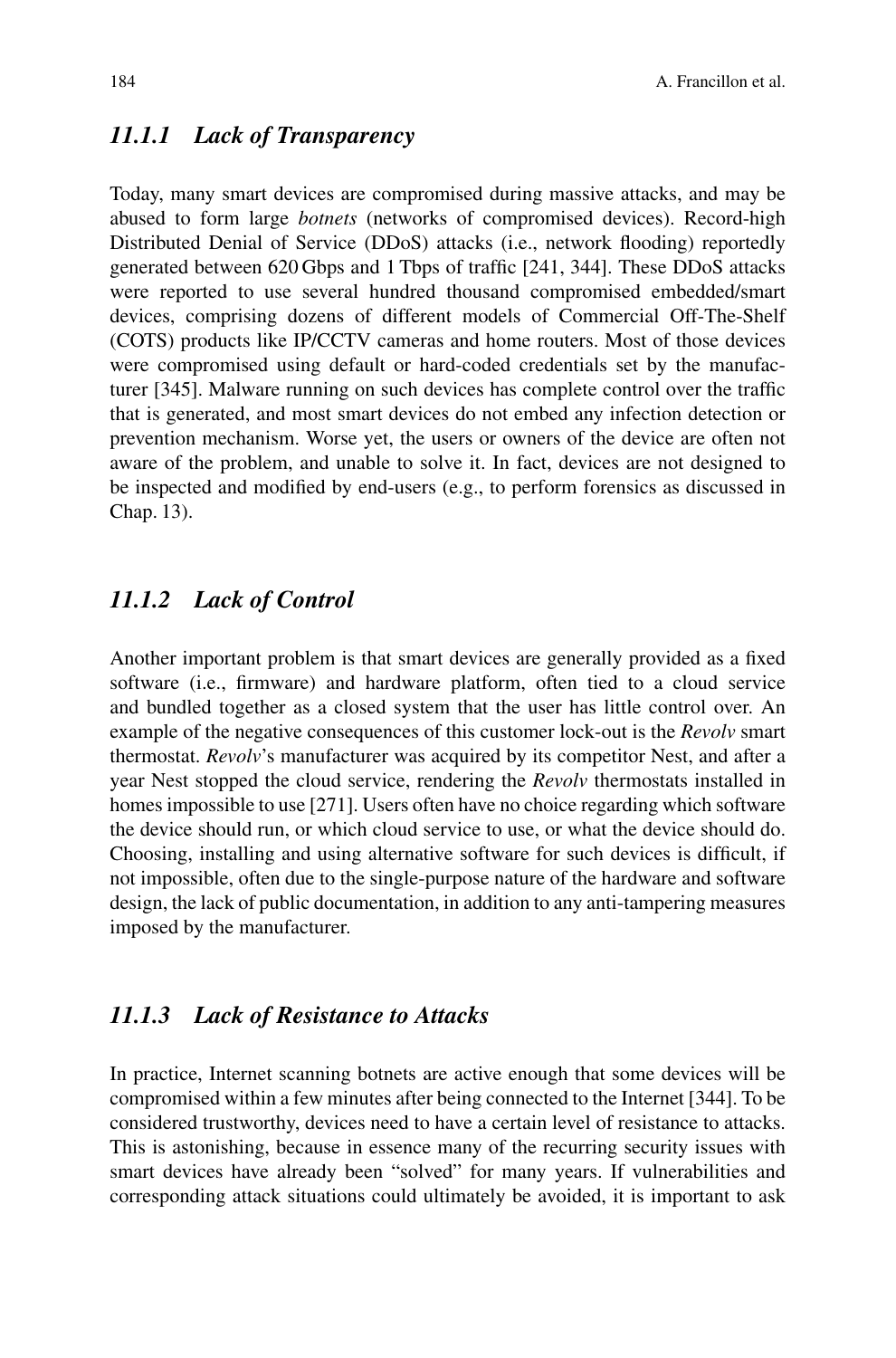### *11.1.1 Lack of Transparency*

Today, many smart devices are compromised during massive attacks, and may be abused to form large *botnets* (networks of compromised devices). Record-high Distributed Denial of Service (DDoS) attacks (i.e., network flooding) reportedly generated between 620 Gbps and 1 Tbps of traffic [241, 344]. These DDoS attacks were reported to use several hundred thousand compromised embedded/smart devices, comprising dozens of different models of Commercial Off-The-Shelf (COTS) products like IP/CCTV cameras and home routers. Most of those devices were compromised using default or hard-coded credentials set by the manufacturer [345]. Malware running on such devices has complete control over the traffic that is generated, and most smart devices do not embed any infection detection or prevention mechanism. Worse yet, the users or owners of the device are often not aware of the problem, and unable to solve it. In fact, devices are not designed to be inspected and modified by end-users (e.g., to perform forensics as discussed in Chap. 13).

### *11.1.2 Lack of Control*

Another important problem is that smart devices are generally provided as a fixed software (i.e., firmware) and hardware platform, often tied to a cloud service and bundled together as a closed system that the user has little control over. An example of the negative consequences of this customer lock-out is the *Revolv* smart thermostat. *Revolv*'s manufacturer was acquired by its competitor Nest, and after a year Nest stopped the cloud service, rendering the *Revolv* thermostats installed in homes impossible to use [271]. Users often have no choice regarding which software the device should run, or which cloud service to use, or what the device should do. Choosing, installing and using alternative software for such devices is difficult, if not impossible, often due to the single-purpose nature of the hardware and software design, the lack of public documentation, in addition to any anti-tampering measures imposed by the manufacturer.

### *11.1.3 Lack of Resistance to Attacks*

In practice, Internet scanning botnets are active enough that some devices will be compromised within a few minutes after being connected to the Internet [344]. To be considered trustworthy, devices need to have a certain level of resistance to attacks. This is astonishing, because in essence many of the recurring security issues with smart devices have already been "solved" for many years. If vulnerabilities and corresponding attack situations could ultimately be avoided, it is important to ask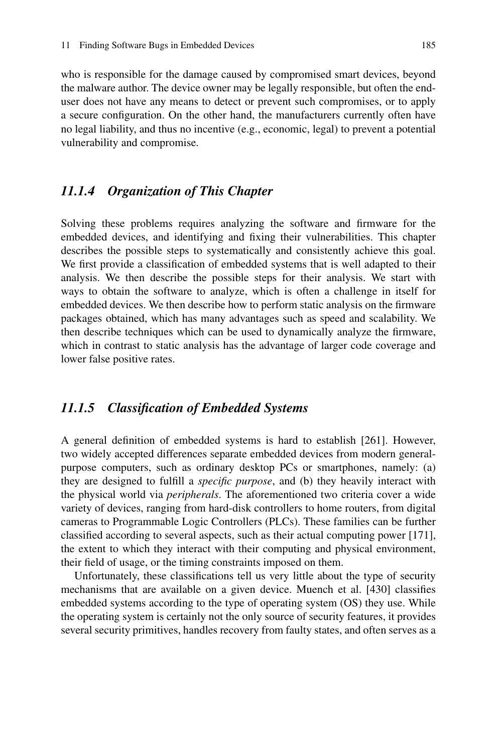who is responsible for the damage caused by compromised smart devices, beyond the malware author. The device owner may be legally responsible, but often the end-user does not have any means to detect or prevent such compromises, or to apply a secure configuration. On the other hand, the manufacturers currently often have no legal liability, and thus no incentive (e.g., economic, legal) to prevent a potential vulnerability and compromise.

### *11.1.4 Organization of This Chapter*

Solving these problems requires analyzing the software and firmware for the embedded devices, and identifying and fixing their vulnerabilities. This chapter describes the possible steps to systematically and consistently achieve this goal. We first provide a classification of embedded systems that is well adapted to their analysis. We then describe the possible steps for their analysis. We start with ways to obtain the software to analyze, which is often a challenge in itself for embedded devices. We then describe how to perform static analysis on the firmware packages obtained, which has many advantages such as speed and scalability. We then describe techniques which can be used to dynamically analyze the firmware, which in contrast to static analysis has the advantage of larger code coverage and lower false positive rates.

### *11.1.5 Classification of Embedded Systems*

A general definition of embedded systems is hard to establish [261]. However, two widely accepted differences separate embedded devices from modern general-purpose computers, such as ordinary desktop PCs or smartphones, namely: (a) they are designed to fulfill a *specific purpose*, and (b) they heavily interact with the physical world via *peripherals*. The aforementioned two criteria cover a wide variety of devices, ranging from hard-disk controllers to home routers, from digital cameras to Programmable Logic Controllers (PLCs). These families can be further classified according to several aspects, such as their actual computing power [171], the extent to which they interact with their computing and physical environment, their field of usage, or the timing constraints imposed on them.

Unfortunately, these classifications tell us very little about the type of security mechanisms that are available on a given device. Muench et al. [430] classifies embedded systems according to the type of operating system (OS) they use. While the operating system is certainly not the only source of security features, it provides several security primitives, handles recovery from faulty states, and often serves as a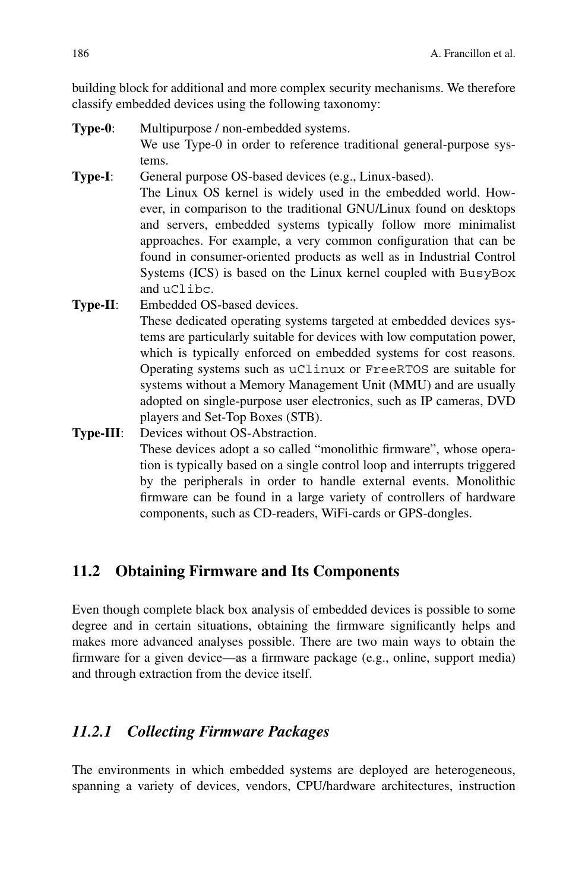building block for additional and more complex security mechanisms. We therefore classify embedded devices using the following taxonomy:

**Type-0**: Multipurpose / non-embedded systems.
We use Type-0 in order to reference traditional general-purpose systems.

**Type-I**: General purpose OS-based devices (e.g., Linux-based).
The Linux OS kernel is widely used in the embedded world. However, in comparison to the traditional GNU/Linux found on desktops and servers, embedded systems typically follow more minimalist approaches. For example, a very common configuration that can be found in consumer-oriented products as well as in Industrial Control Systems (ICS) is based on the Linux kernel coupled with `BusyBox` and `uClibc`.

**Type-II**: Embedded OS-based devices.
These dedicated operating systems targeted at embedded devices systems are particularly suitable for devices with low computation power, which is typically enforced on embedded systems for cost reasons. Operating systems such as `uClinux` or `FreeRTOS` are suitable for systems without a Memory Management Unit (MMU) and are usually adopted on single-purpose user electronics, such as IP cameras, DVD players and Set-Top Boxes (STB).

**Type-III**: Devices without OS-Abstraction.
These devices adopt a so called "monolithic firmware", whose operation is typically based on a single control loop and interrupts triggered by the peripherals in order to handle external events. Monolithic firmware can be found in a large variety of controllers of hardware components, such as CD-readers, WiFi-cards or GPS-dongles.

## 11.2 Obtaining Firmware and Its Components

Even though complete black box analysis of embedded devices is possible to some degree and in certain situations, obtaining the firmware significantly helps and makes more advanced analyses possible. There are two main ways to obtain the firmware for a given device—as a firmware package (e.g., online, support media) and through extraction from the device itself.

### *11.2.1 Collecting Firmware Packages*

The environments in which embedded systems are deployed are heterogeneous, spanning a variety of devices, vendors, CPU/hardware architectures, instruction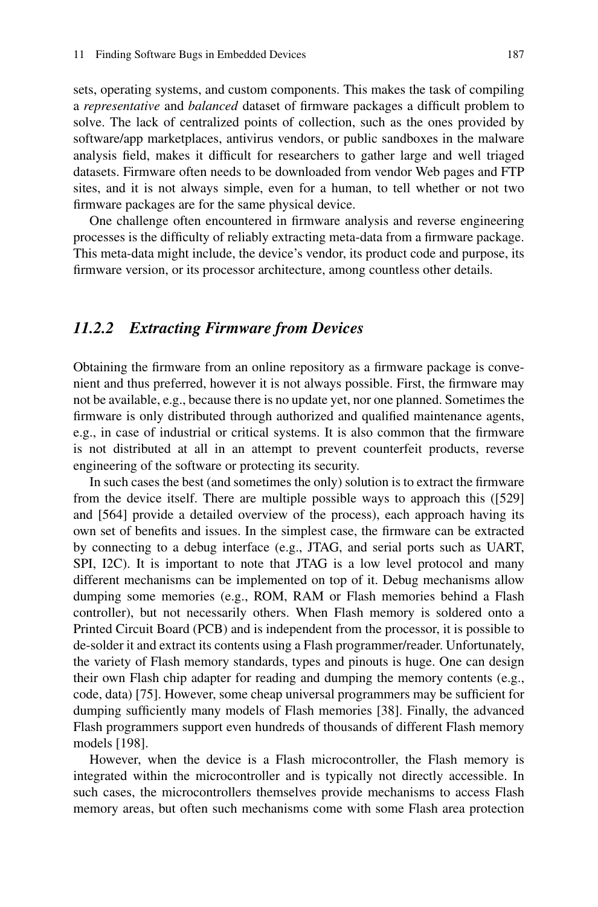sets, operating systems, and custom components. This makes the task of compiling a *representative* and *balanced* dataset of firmware packages a difficult problem to solve. The lack of centralized points of collection, such as the ones provided by software/app marketplaces, antivirus vendors, or public sandboxes in the malware analysis field, makes it difficult for researchers to gather large and well triaged datasets. Firmware often needs to be downloaded from vendor Web pages and FTP sites, and it is not always simple, even for a human, to tell whether or not two firmware packages are for the same physical device.

One challenge often encountered in firmware analysis and reverse engineering processes is the difficulty of reliably extracting meta-data from a firmware package. This meta-data might include, the device's vendor, its product code and purpose, its firmware version, or its processor architecture, among countless other details.

### *11.2.2 Extracting Firmware from Devices*

Obtaining the firmware from an online repository as a firmware package is convenient and thus preferred, however it is not always possible. First, the firmware may not be available, e.g., because there is no update yet, nor one planned. Sometimes the firmware is only distributed through authorized and qualified maintenance agents, e.g., in case of industrial or critical systems. It is also common that the firmware is not distributed at all in an attempt to prevent counterfeit products, reverse engineering of the software or protecting its security.

In such cases the best (and sometimes the only) solution is to extract the firmware from the device itself. There are multiple possible ways to approach this ([529] and [564] provide a detailed overview of the process), each approach having its own set of benefits and issues. In the simplest case, the firmware can be extracted by connecting to a debug interface (e.g., JTAG, and serial ports such as UART, SPI, I2C). It is important to note that JTAG is a low level protocol and many different mechanisms can be implemented on top of it. Debug mechanisms allow dumping some memories (e.g., ROM, RAM or Flash memories behind a Flash controller), but not necessarily others. When Flash memory is soldered onto a Printed Circuit Board (PCB) and is independent from the processor, it is possible to de-solder it and extract its contents using a Flash programmer/reader. Unfortunately, the variety of Flash memory standards, types and pinouts is huge. One can design their own Flash chip adapter for reading and dumping the memory contents (e.g., code, data) [75]. However, some cheap universal programmers may be sufficient for dumping sufficiently many models of Flash memories [38]. Finally, the advanced Flash programmers support even hundreds of thousands of different Flash memory models [198].

However, when the device is a Flash microcontroller, the Flash memory is integrated within the microcontroller and is typically not directly accessible. In such cases, the microcontrollers themselves provide mechanisms to access Flash memory areas, but often such mechanisms come with some Flash area protection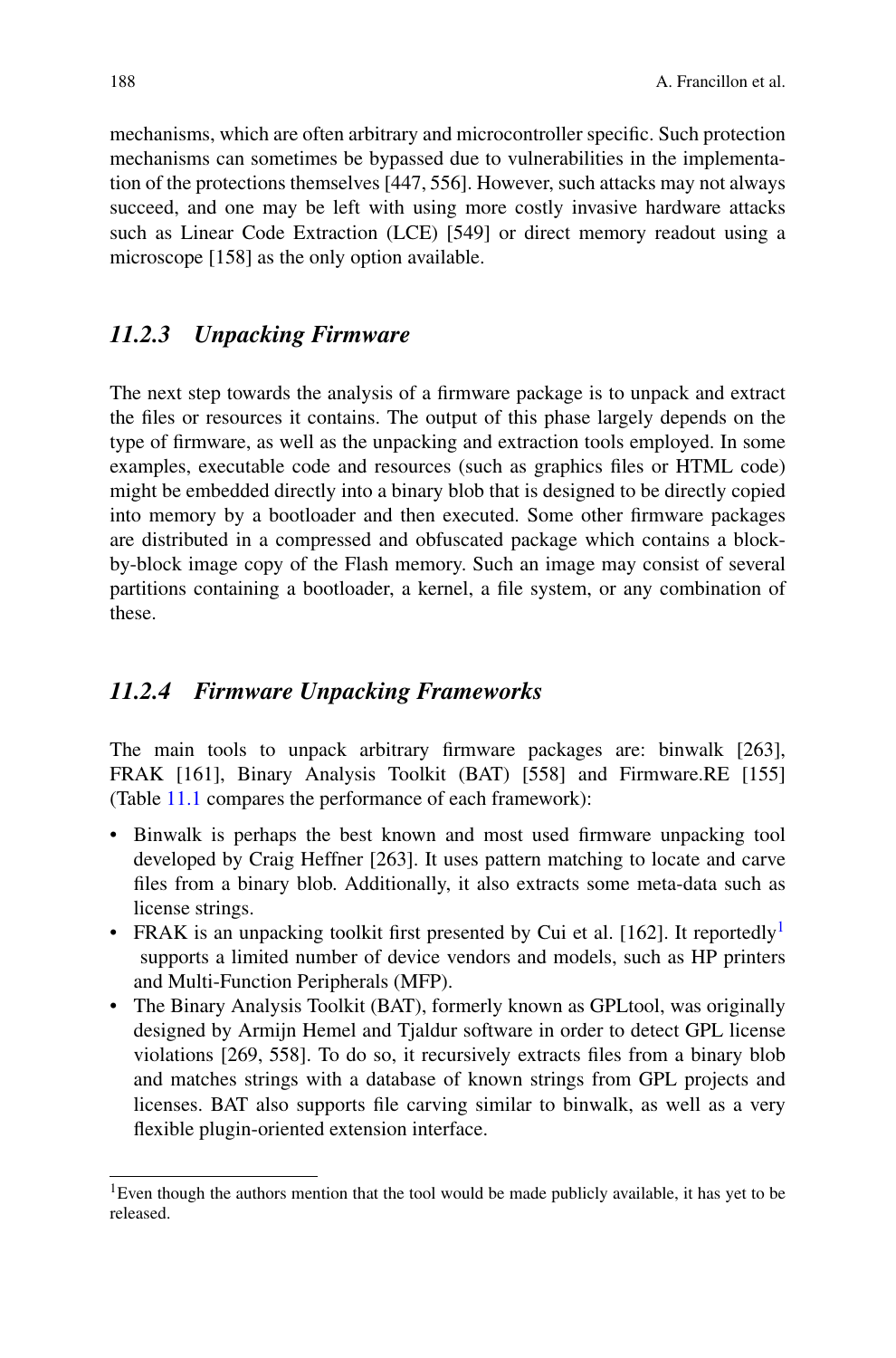mechanisms, which are often arbitrary and microcontroller specific. Such protection mechanisms can sometimes be bypassed due to vulnerabilities in the implementation of the protections themselves [447, 556]. However, such attacks may not always succeed, and one may be left with using more costly invasive hardware attacks such as Linear Code Extraction (LCE) [549] or direct memory readout using a microscope [158] as the only option available.

### *11.2.3 Unpacking Firmware*

The next step towards the analysis of a firmware package is to unpack and extract the files or resources it contains. The output of this phase largely depends on the type of firmware, as well as the unpacking and extraction tools employed. In some examples, executable code and resources (such as graphics files or HTML code) might be embedded directly into a binary blob that is designed to be directly copied into memory by a bootloader and then executed. Some other firmware packages are distributed in a compressed and obfuscated package which contains a block-by-block image copy of the Flash memory. Such an image may consist of several partitions containing a bootloader, a kernel, a file system, or any combination of these.

### *11.2.4 Firmware Unpacking Frameworks*

The main tools to unpack arbitrary firmware packages are: binwalk [263], FRAK [161], Binary Analysis Toolkit (BAT) [558] and Firmware.RE [155] (Table 11.1 compares the performance of each framework):

- Binwalk is perhaps the best known and most used firmware unpacking tool developed by Craig Heffner [263]. It uses pattern matching to locate and carve files from a binary blob. Additionally, it also extracts some meta-data such as license strings.
- FRAK is an unpacking toolkit first presented by Cui et al. [162]. It reportedly[1] supports a limited number of device vendors and models, such as HP printers and Multi-Function Peripherals (MFP).
- The Binary Analysis Toolkit (BAT), formerly known as GPLtool, was originally designed by Armijn Hemel and Tjaldur software in order to detect GPL license violations [269, 558]. To do so, it recursively extracts files from a binary blob and matches strings with a database of known strings from GPL projects and licenses. BAT also supports file carving similar to binwalk, as well as a very flexible plugin-oriented extension interface.

[1] Even though the authors mention that the tool would be made publicly available, it has yet to be released.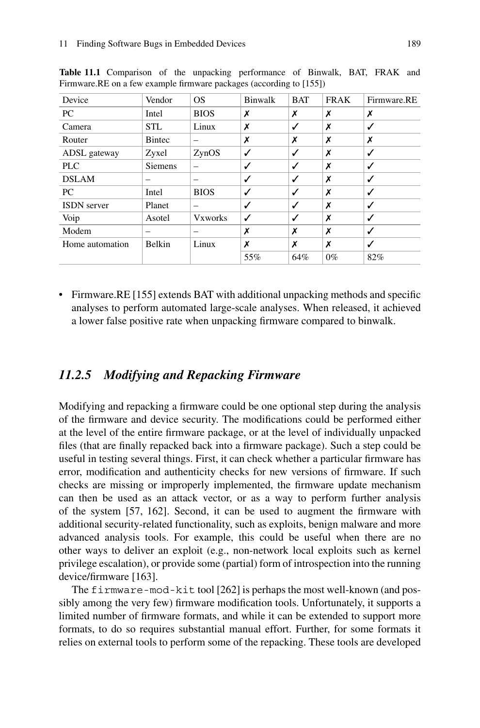**Table 11.1** Comparison of the unpacking performance of Binwalk, BAT, FRAK and Firmware.RE on a few example firmware packages (according to [155])

| Device | Vendor | OS | Binwalk | BAT | FRAK | Firmware.RE |
|---|---|---|---|---|---|---|
| PC | Intel | BIOS | ✗ | ✗ | ✗ | ✗ |
| Camera | STL | Linux | ✗ | ✓ | ✗ | ✓ |
| Router | Bintec | – | ✗ | ✗ | ✗ | ✗ |
| ADSL gateway | Zyxel | ZynOS | ✓ | ✓ | ✗ | ✓ |
| PLC | Siemens | – | ✓ | ✓ | ✗ | ✓ |
| DSLAM | – | – | ✓ | ✓ | ✗ | ✓ |
| PC | Intel | BIOS | ✓ | ✓ | ✗ | ✓ |
| ISDN server | Planet | – | ✓ | ✓ | ✗ | ✓ |
| Voip | Asotel | Vxworks | ✓ | ✓ | ✗ | ✓ |
| Modem | – | – | ✗ | ✗ | ✗ | ✓ |
| Home automation | Belkin | Linux | ✗ | ✗ | ✗ | ✓ |
| | | | 55% | 64% | 0% | 82% |

- Firmware.RE [155] extends BAT with additional unpacking methods and specific analyses to perform automated large-scale analyses. When released, it achieved a lower false positive rate when unpacking firmware compared to binwalk.

### *11.2.5 Modifying and Repacking Firmware*

Modifying and repacking a firmware could be one optional step during the analysis of the firmware and device security. The modifications could be performed either at the level of the entire firmware package, or at the level of individually unpacked files (that are finally repacked back into a firmware package). Such a step could be useful in testing several things. First, it can check whether a particular firmware has error, modification and authenticity checks for new versions of firmware. If such checks are missing or improperly implemented, the firmware update mechanism can then be used as an attack vector, or as a way to perform further analysis of the system [57, 162]. Second, it can be used to augment the firmware with additional security-related functionality, such as exploits, benign malware and more advanced analysis tools. For example, this could be useful when there are no other ways to deliver an exploit (e.g., non-network local exploits such as kernel privilege escalation), or provide some (partial) form of introspection into the running device/firmware [163].

The `firmware-mod-kit` tool [262] is perhaps the most well-known (and possibly among the very few) firmware modification tools. Unfortunately, it supports a limited number of firmware formats, and while it can be extended to support more formats, to do so requires substantial manual effort. Further, for some formats it relies on external tools to perform some of the repacking. These tools are developed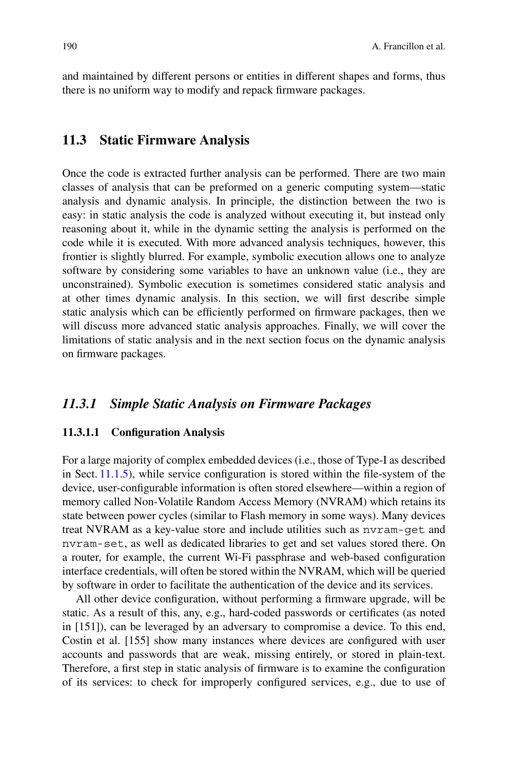and maintained by different persons or entities in different shapes and forms, thus there is no uniform way to modify and repack firmware packages.

## 11.3 Static Firmware Analysis

Once the code is extracted further analysis can be performed. There are two main classes of analysis that can be preformed on a generic computing system—static analysis and dynamic analysis. In principle, the distinction between the two is easy: in static analysis the code is analyzed without executing it, but instead only reasoning about it, while in the dynamic setting the analysis is performed on the code while it is executed. With more advanced analysis techniques, however, this frontier is slightly blurred. For example, symbolic execution allows one to analyze software by considering some variables to have an unknown value (i.e., they are unconstrained). Symbolic execution is sometimes considered static analysis and at other times dynamic analysis. In this section, we will first describe simple static analysis which can be efficiently performed on firmware packages, then we will discuss more advanced static analysis approaches. Finally, we will cover the limitations of static analysis and in the next section focus on the dynamic analysis on firmware packages.

### *11.3.1 Simple Static Analysis on Firmware Packages*

#### 11.3.1.1 Configuration Analysis

For a large majority of complex embedded devices (i.e., those of Type-I as described in Sect. 11.1.5), while service configuration is stored within the file-system of the device, user-configurable information is often stored elsewhere—within a region of memory called Non-Volatile Random Access Memory (NVRAM) which retains its state between power cycles (similar to Flash memory in some ways). Many devices treat NVRAM as a key-value store and include utilities such as `nvram-get` and `nvram-set`, as well as dedicated libraries to get and set values stored there. On a router, for example, the current Wi-Fi passphrase and web-based configuration interface credentials, will often be stored within the NVRAM, which will be queried by software in order to facilitate the authentication of the device and its services.

All other device configuration, without performing a firmware upgrade, will be static. As a result of this, any, e.g., hard-coded passwords or certificates (as noted in [151]), can be leveraged by an adversary to compromise a device. To this end, Costin et al. [155] show many instances where devices are configured with user accounts and passwords that are weak, missing entirely, or stored in plain-text. Therefore, a first step in static analysis of firmware is to examine the configuration of its services: to check for improperly configured services, e.g., due to use of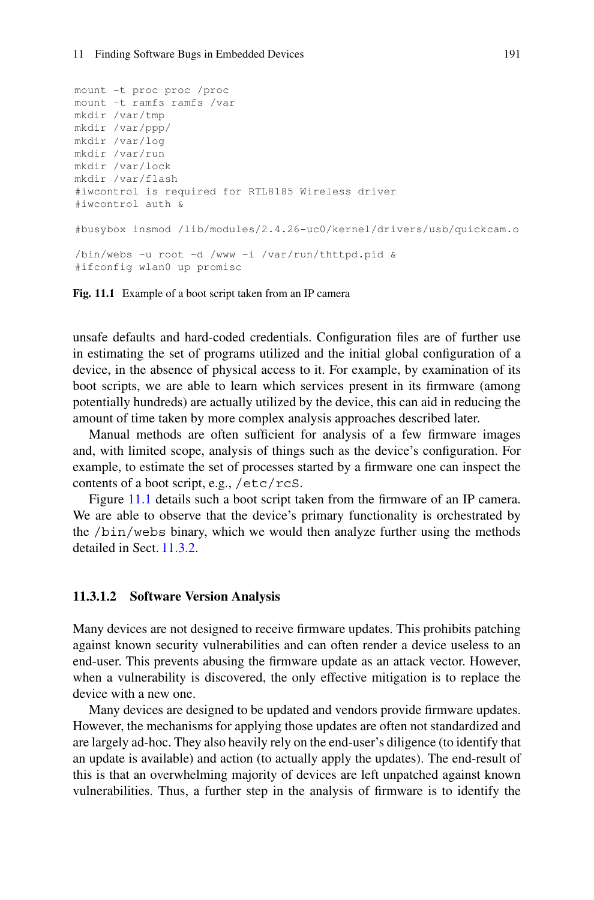```
mount -t proc proc /proc
mount -t ramfs ramfs /var
mkdir /var/tmp
mkdir /var/ppp/
mkdir /var/log
mkdir /var/run
mkdir /var/lock
mkdir /var/flash
#iwcontrol is required for RTL8185 Wireless driver
#iwcontrol auth &

#busybox insmod /lib/modules/2.4.26-uc0/kernel/drivers/usb/quickcam.o

/bin/webs -u root -d /www -i /var/run/thttpd.pid &
#ifconfig wlan0 up promisc
```

**Fig. 11.1** Example of a boot script taken from an IP camera

unsafe defaults and hard-coded credentials. Configuration files are of further use in estimating the set of programs utilized and the initial global configuration of a device, in the absence of physical access to it. For example, by examination of its boot scripts, we are able to learn which services present in its firmware (among potentially hundreds) are actually utilized by the device, this can aid in reducing the amount of time taken by more complex analysis approaches described later.

Manual methods are often sufficient for analysis of a few firmware images and, with limited scope, analysis of things such as the device's configuration. For example, to estimate the set of processes started by a firmware one can inspect the contents of a boot script, e.g., `/etc/rcS`.

Figure 11.1 details such a boot script taken from the firmware of an IP camera. We are able to observe that the device's primary functionality is orchestrated by the `/bin/webs` binary, which we would then analyze further using the methods detailed in Sect. 11.3.2.

#### 11.3.1.2 Software Version Analysis

Many devices are not designed to receive firmware updates. This prohibits patching against known security vulnerabilities and can often render a device useless to an end-user. This prevents abusing the firmware update as an attack vector. However, when a vulnerability is discovered, the only effective mitigation is to replace the device with a new one.

Many devices are designed to be updated and vendors provide firmware updates. However, the mechanisms for applying those updates are often not standardized and are largely ad-hoc. They also heavily rely on the end-user's diligence (to identify that an update is available) and action (to actually apply the updates). The end-result of this is that an overwhelming majority of devices are left unpatched against known vulnerabilities. Thus, a further step in the analysis of firmware is to identify the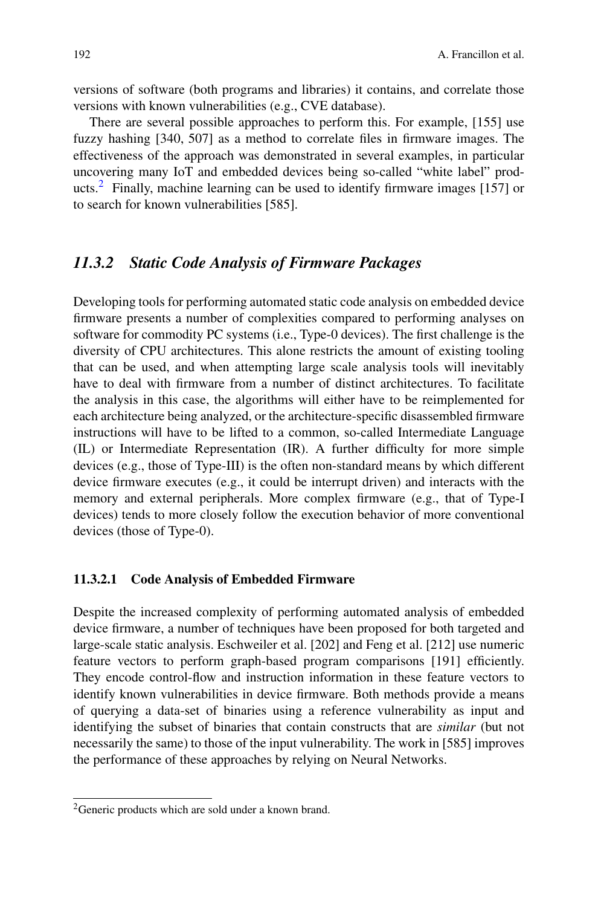versions of software (both programs and libraries) it contains, and correlate those versions with known vulnerabilities (e.g., CVE database).

There are several possible approaches to perform this. For example, [155] use fuzzy hashing [340, 507] as a method to correlate files in firmware images. The effectiveness of the approach was demonstrated in several examples, in particular uncovering many IoT and embedded devices being so-called "white label" products.[2] Finally, machine learning can be used to identify firmware images [157] or to search for known vulnerabilities [585].

## *11.3.2 Static Code Analysis of Firmware Packages*

Developing tools for performing automated static code analysis on embedded device firmware presents a number of complexities compared to performing analyses on software for commodity PC systems (i.e., Type-0 devices). The first challenge is the diversity of CPU architectures. This alone restricts the amount of existing tooling that can be used, and when attempting large scale analysis tools will inevitably have to deal with firmware from a number of distinct architectures. To facilitate the analysis in this case, the algorithms will either have to be reimplemented for each architecture being analyzed, or the architecture-specific disassembled firmware instructions will have to be lifted to a common, so-called Intermediate Language (IL) or Intermediate Representation (IR). A further difficulty for more simple devices (e.g., those of Type-III) is the often non-standard means by which different device firmware executes (e.g., it could be interrupt driven) and interacts with the memory and external peripherals. More complex firmware (e.g., that of Type-I devices) tends to more closely follow the execution behavior of more conventional devices (those of Type-0).

### 11.3.2.1 Code Analysis of Embedded Firmware

Despite the increased complexity of performing automated analysis of embedded device firmware, a number of techniques have been proposed for both targeted and large-scale static analysis. Eschweiler et al. [202] and Feng et al. [212] use numeric feature vectors to perform graph-based program comparisons [191] efficiently. They encode control-flow and instruction information in these feature vectors to identify known vulnerabilities in device firmware. Both methods provide a means of querying a data-set of binaries using a reference vulnerability as input and identifying the subset of binaries that contain constructs that are *similar* (but not necessarily the same) to those of the input vulnerability. The work in [585] improves the performance of these approaches by relying on Neural Networks.

[2] Generic products which are sold under a known brand.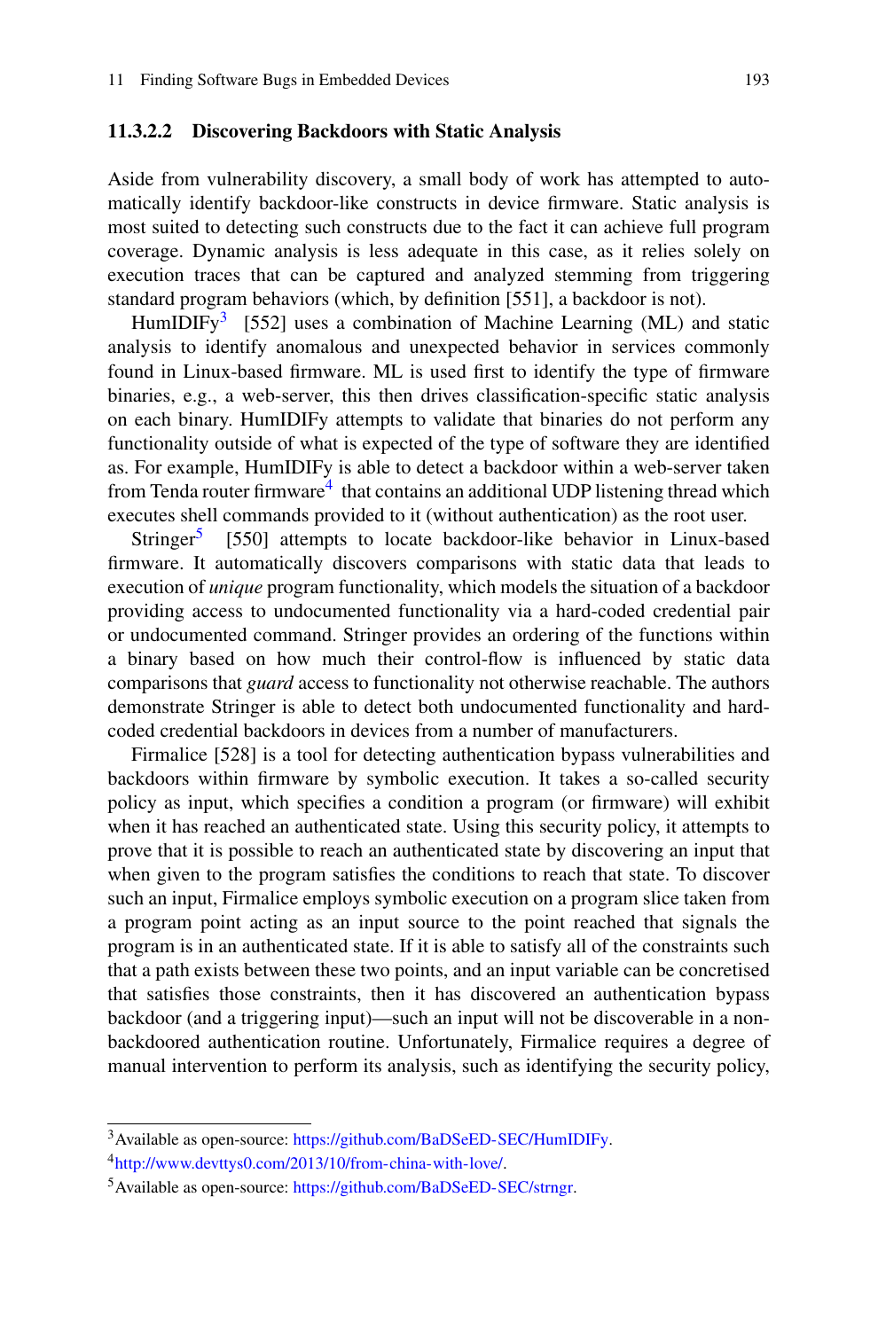#### 11.3.2.2 Discovering Backdoors with Static Analysis

Aside from vulnerability discovery, a small body of work has attempted to automatically identify backdoor-like constructs in device firmware. Static analysis is most suited to detecting such constructs due to the fact it can achieve full program coverage. Dynamic analysis is less adequate in this case, as it relies solely on execution traces that can be captured and analyzed stemming from triggering standard program behaviors (which, by definition [551], a backdoor is not).

HumIDIFy[3] [552] uses a combination of Machine Learning (ML) and static analysis to identify anomalous and unexpected behavior in services commonly found in Linux-based firmware. ML is used first to identify the type of firmware binaries, e.g., a web-server, this then drives classification-specific static analysis on each binary. HumIDIFy attempts to validate that binaries do not perform any functionality outside of what is expected of the type of software they are identified as. For example, HumIDIFy is able to detect a backdoor within a web-server taken from Tenda router firmware[4] that contains an additional UDP listening thread which executes shell commands provided to it (without authentication) as the root user.

Stringer[5] [550] attempts to locate backdoor-like behavior in Linux-based firmware. It automatically discovers comparisons with static data that leads to execution of *unique* program functionality, which models the situation of a backdoor providing access to undocumented functionality via a hard-coded credential pair or undocumented command. Stringer provides an ordering of the functions within a binary based on how much their control-flow is influenced by static data comparisons that *guard* access to functionality not otherwise reachable. The authors demonstrate Stringer is able to detect both undocumented functionality and hard-coded credential backdoors in devices from a number of manufacturers.

Firmalice [528] is a tool for detecting authentication bypass vulnerabilities and backdoors within firmware by symbolic execution. It takes a so-called security policy as input, which specifies a condition a program (or firmware) will exhibit when it has reached an authenticated state. Using this security policy, it attempts to prove that it is possible to reach an authenticated state by discovering an input that when given to the program satisfies the conditions to reach that state. To discover such an input, Firmalice employs symbolic execution on a program slice taken from a program point acting as an input source to the point reached that signals the program is in an authenticated state. If it is able to satisfy all of the constraints such that a path exists between these two points, and an input variable can be concretised that satisfies those constraints, then it has discovered an authentication bypass backdoor (and a triggering input)—such an input will not be discoverable in a non-backdoored authentication routine. Unfortunately, Firmalice requires a degree of manual intervention to perform its analysis, such as identifying the security policy,

---

[3] Available as open-source: https://github.com/BaDSeED-SEC/HumIDIFy.

[4] http://www.devttys0.com/2013/10/from-china-with-love/.

[5] Available as open-source: https://github.com/BaDSeED-SEC/strngr.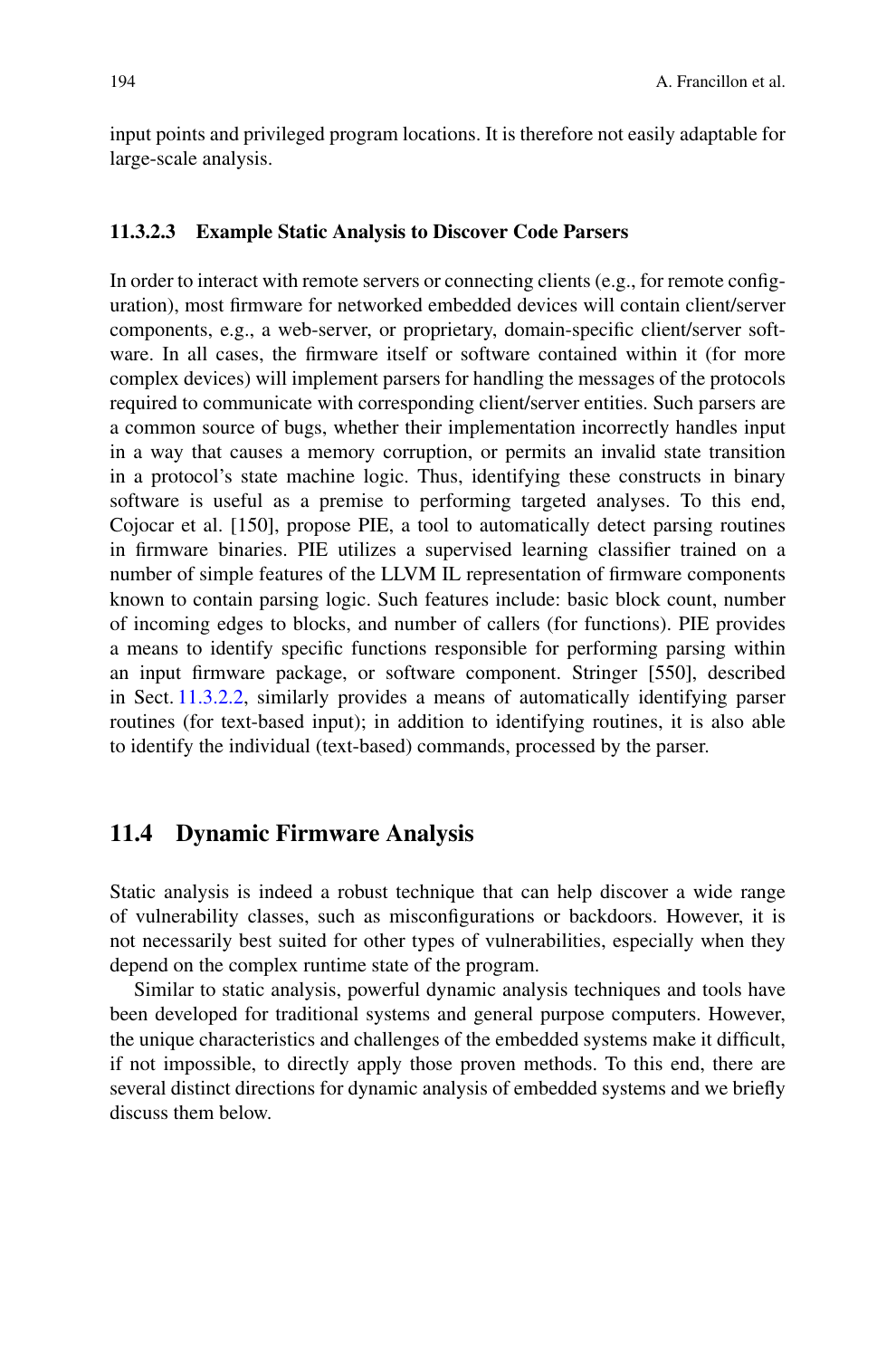input points and privileged program locations. It is therefore not easily adaptable for large-scale analysis.

#### 11.3.2.3 Example Static Analysis to Discover Code Parsers

In order to interact with remote servers or connecting clients (e.g., for remote configuration), most firmware for networked embedded devices will contain client/server components, e.g., a web-server, or proprietary, domain-specific client/server software. In all cases, the firmware itself or software contained within it (for more complex devices) will implement parsers for handling the messages of the protocols required to communicate with corresponding client/server entities. Such parsers are a common source of bugs, whether their implementation incorrectly handles input in a way that causes a memory corruption, or permits an invalid state transition in a protocol's state machine logic. Thus, identifying these constructs in binary software is useful as a premise to performing targeted analyses. To this end, Cojocar et al. [150], propose PIE, a tool to automatically detect parsing routines in firmware binaries. PIE utilizes a supervised learning classifier trained on a number of simple features of the LLVM IL representation of firmware components known to contain parsing logic. Such features include: basic block count, number of incoming edges to blocks, and number of callers (for functions). PIE provides a means to identify specific functions responsible for performing parsing within an input firmware package, or software component. Stringer [550], described in Sect. 11.3.2.2, similarly provides a means of automatically identifying parser routines (for text-based input); in addition to identifying routines, it is also able to identify the individual (text-based) commands, processed by the parser.

## 11.4 Dynamic Firmware Analysis

Static analysis is indeed a robust technique that can help discover a wide range of vulnerability classes, such as misconfigurations or backdoors. However, it is not necessarily best suited for other types of vulnerabilities, especially when they depend on the complex runtime state of the program.

Similar to static analysis, powerful dynamic analysis techniques and tools have been developed for traditional systems and general purpose computers. However, the unique characteristics and challenges of the embedded systems make it difficult, if not impossible, to directly apply those proven methods. To this end, there are several distinct directions for dynamic analysis of embedded systems and we briefly discuss them below.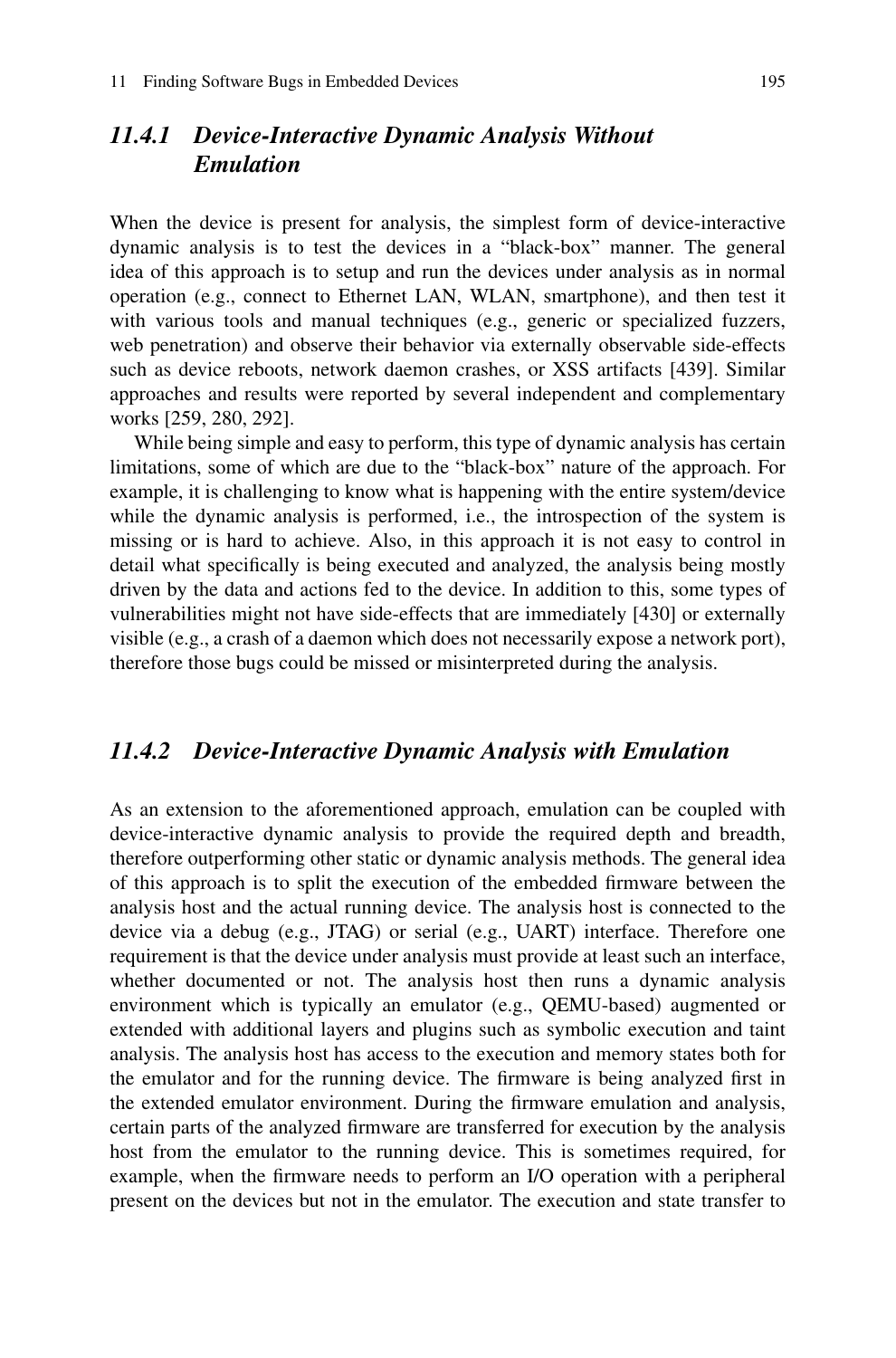### *11.4.1 Device-Interactive Dynamic Analysis Without Emulation*

When the device is present for analysis, the simplest form of device-interactive dynamic analysis is to test the devices in a "black-box" manner. The general idea of this approach is to setup and run the devices under analysis as in normal operation (e.g., connect to Ethernet LAN, WLAN, smartphone), and then test it with various tools and manual techniques (e.g., generic or specialized fuzzers, web penetration) and observe their behavior via externally observable side-effects such as device reboots, network daemon crashes, or XSS artifacts [439]. Similar approaches and results were reported by several independent and complementary works [259, 280, 292].

While being simple and easy to perform, this type of dynamic analysis has certain limitations, some of which are due to the "black-box" nature of the approach. For example, it is challenging to know what is happening with the entire system/device while the dynamic analysis is performed, i.e., the introspection of the system is missing or is hard to achieve. Also, in this approach it is not easy to control in detail what specifically is being executed and analyzed, the analysis being mostly driven by the data and actions fed to the device. In addition to this, some types of vulnerabilities might not have side-effects that are immediately [430] or externally visible (e.g., a crash of a daemon which does not necessarily expose a network port), therefore those bugs could be missed or misinterpreted during the analysis.

### *11.4.2 Device-Interactive Dynamic Analysis with Emulation*

As an extension to the aforementioned approach, emulation can be coupled with device-interactive dynamic analysis to provide the required depth and breadth, therefore outperforming other static or dynamic analysis methods. The general idea of this approach is to split the execution of the embedded firmware between the analysis host and the actual running device. The analysis host is connected to the device via a debug (e.g., JTAG) or serial (e.g., UART) interface. Therefore one requirement is that the device under analysis must provide at least such an interface, whether documented or not. The analysis host then runs a dynamic analysis environment which is typically an emulator (e.g., QEMU-based) augmented or extended with additional layers and plugins such as symbolic execution and taint analysis. The analysis host has access to the execution and memory states both for the emulator and for the running device. The firmware is being analyzed first in the extended emulator environment. During the firmware emulation and analysis, certain parts of the analyzed firmware are transferred for execution by the analysis host from the emulator to the running device. This is sometimes required, for example, when the firmware needs to perform an I/O operation with a peripheral present on the devices but not in the emulator. The execution and state transfer to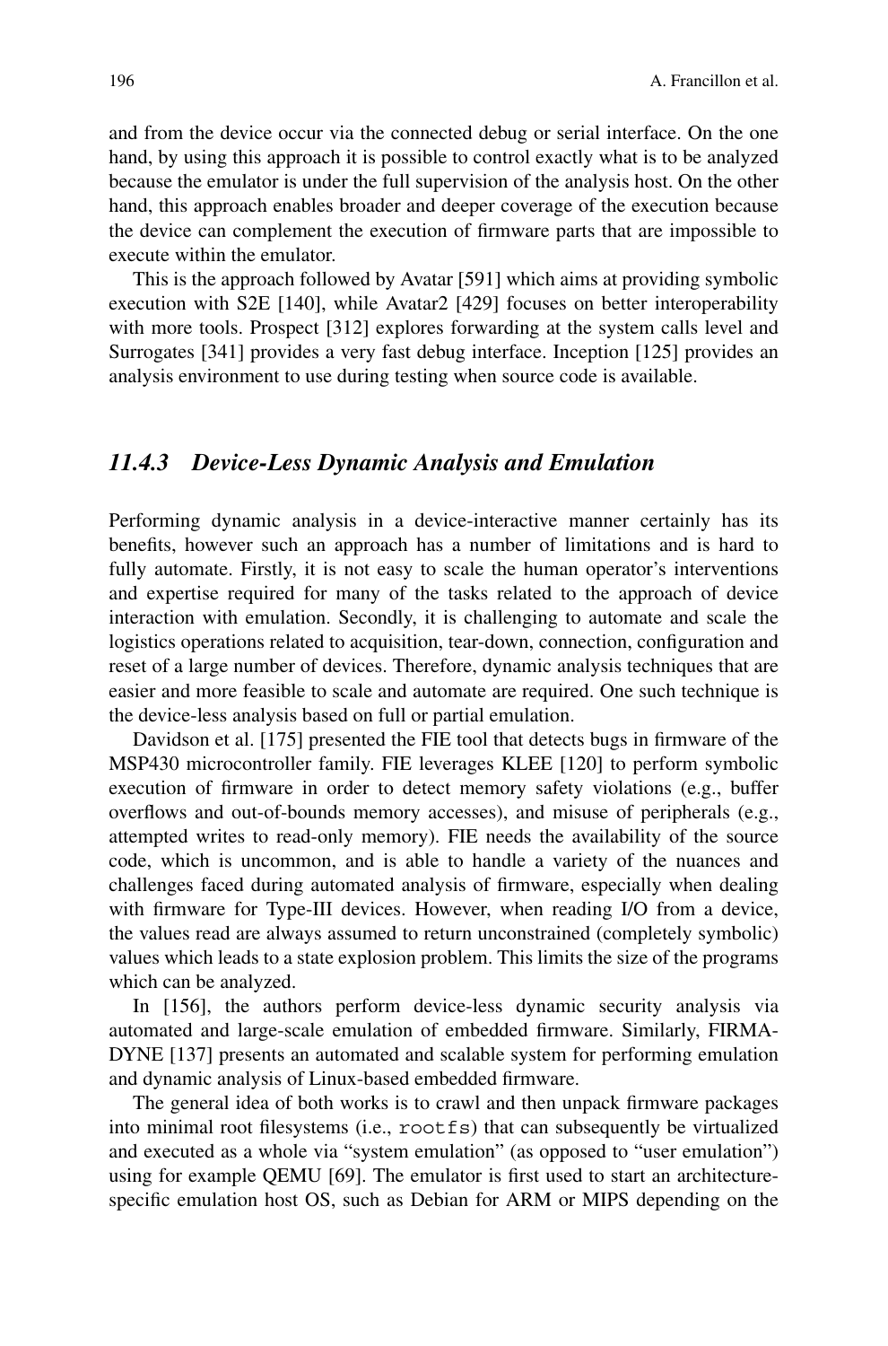and from the device occur via the connected debug or serial interface. On the one hand, by using this approach it is possible to control exactly what is to be analyzed because the emulator is under the full supervision of the analysis host. On the other hand, this approach enables broader and deeper coverage of the execution because the device can complement the execution of firmware parts that are impossible to execute within the emulator.

This is the approach followed by Avatar [591] which aims at providing symbolic execution with S2E [140], while Avatar2 [429] focuses on better interoperability with more tools. Prospect [312] explores forwarding at the system calls level and Surrogates [341] provides a very fast debug interface. Inception [125] provides an analysis environment to use during testing when source code is available.

### *11.4.3 Device-Less Dynamic Analysis and Emulation*

Performing dynamic analysis in a device-interactive manner certainly has its benefits, however such an approach has a number of limitations and is hard to fully automate. Firstly, it is not easy to scale the human operator's interventions and expertise required for many of the tasks related to the approach of device interaction with emulation. Secondly, it is challenging to automate and scale the logistics operations related to acquisition, tear-down, connection, configuration and reset of a large number of devices. Therefore, dynamic analysis techniques that are easier and more feasible to scale and automate are required. One such technique is the device-less analysis based on full or partial emulation.

Davidson et al. [175] presented the FIE tool that detects bugs in firmware of the MSP430 microcontroller family. FIE leverages KLEE [120] to perform symbolic execution of firmware in order to detect memory safety violations (e.g., buffer overflows and out-of-bounds memory accesses), and misuse of peripherals (e.g., attempted writes to read-only memory). FIE needs the availability of the source code, which is uncommon, and is able to handle a variety of the nuances and challenges faced during automated analysis of firmware, especially when dealing with firmware for Type-III devices. However, when reading I/O from a device, the values read are always assumed to return unconstrained (completely symbolic) values which leads to a state explosion problem. This limits the size of the programs which can be analyzed.

In [156], the authors perform device-less dynamic security analysis via automated and large-scale emulation of embedded firmware. Similarly, FIRMADYNE [137] presents an automated and scalable system for performing emulation and dynamic analysis of Linux-based embedded firmware.

The general idea of both works is to crawl and then unpack firmware packages into minimal root filesystems (i.e., `rootfs`) that can subsequently be virtualized and executed as a whole via "system emulation" (as opposed to "user emulation") using for example QEMU [69]. The emulator is first used to start an architecture-specific emulation host OS, such as Debian for ARM or MIPS depending on the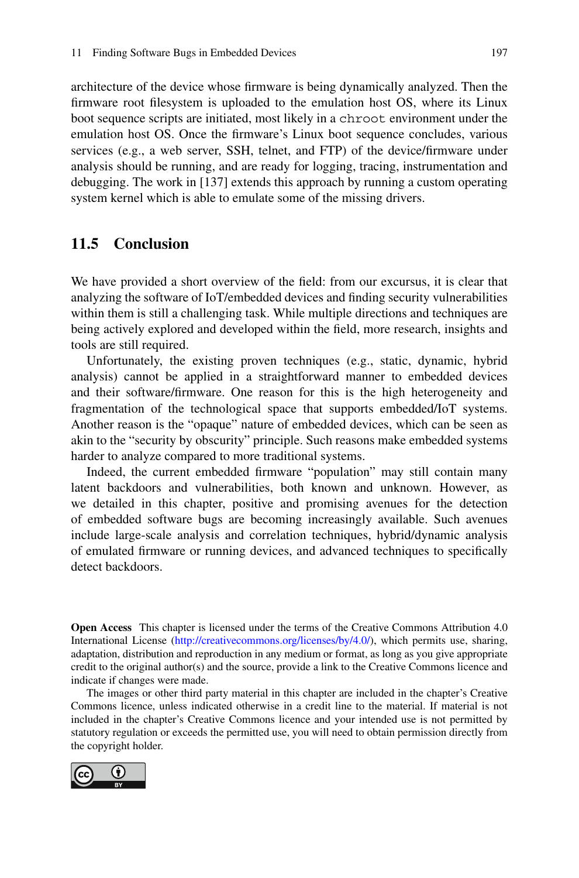architecture of the device whose firmware is being dynamically analyzed. Then the firmware root filesystem is uploaded to the emulation host OS, where its Linux boot sequence scripts are initiated, most likely in a `chroot` environment under the emulation host OS. Once the firmware's Linux boot sequence concludes, various services (e.g., a web server, SSH, telnet, and FTP) of the device/firmware under analysis should be running, and are ready for logging, tracing, instrumentation and debugging. The work in [137] extends this approach by running a custom operating system kernel which is able to emulate some of the missing drivers.

## 11.5 Conclusion

We have provided a short overview of the field: from our excursus, it is clear that analyzing the software of IoT/embedded devices and finding security vulnerabilities within them is still a challenging task. While multiple directions and techniques are being actively explored and developed within the field, more research, insights and tools are still required.

Unfortunately, the existing proven techniques (e.g., static, dynamic, hybrid analysis) cannot be applied in a straightforward manner to embedded devices and their software/firmware. One reason for this is the high heterogeneity and fragmentation of the technological space that supports embedded/IoT systems. Another reason is the "opaque" nature of embedded devices, which can be seen as akin to the "security by obscurity" principle. Such reasons make embedded systems harder to analyze compared to more traditional systems.

Indeed, the current embedded firmware "population" may still contain many latent backdoors and vulnerabilities, both known and unknown. However, as we detailed in this chapter, positive and promising avenues for the detection of embedded software bugs are becoming increasingly available. Such avenues include large-scale analysis and correlation techniques, hybrid/dynamic analysis of emulated firmware or running devices, and advanced techniques to specifically detect backdoors.

**Open Access** This chapter is licensed under the terms of the Creative Commons Attribution 4.0 International License (http://creativecommons.org/licenses/by/4.0/), which permits use, sharing, adaptation, distribution and reproduction in any medium or format, as long as you give appropriate credit to the original author(s) and the source, provide a link to the Creative Commons licence and indicate if changes were made.

The images or other third party material in this chapter are included in the chapter's Creative Commons licence, unless indicated otherwise in a credit line to the material. If material is not included in the chapter's Creative Commons licence and your intended use is not permitted by statutory regulation or exceeds the permitted use, you will need to obtain permission directly from the copyright holder.